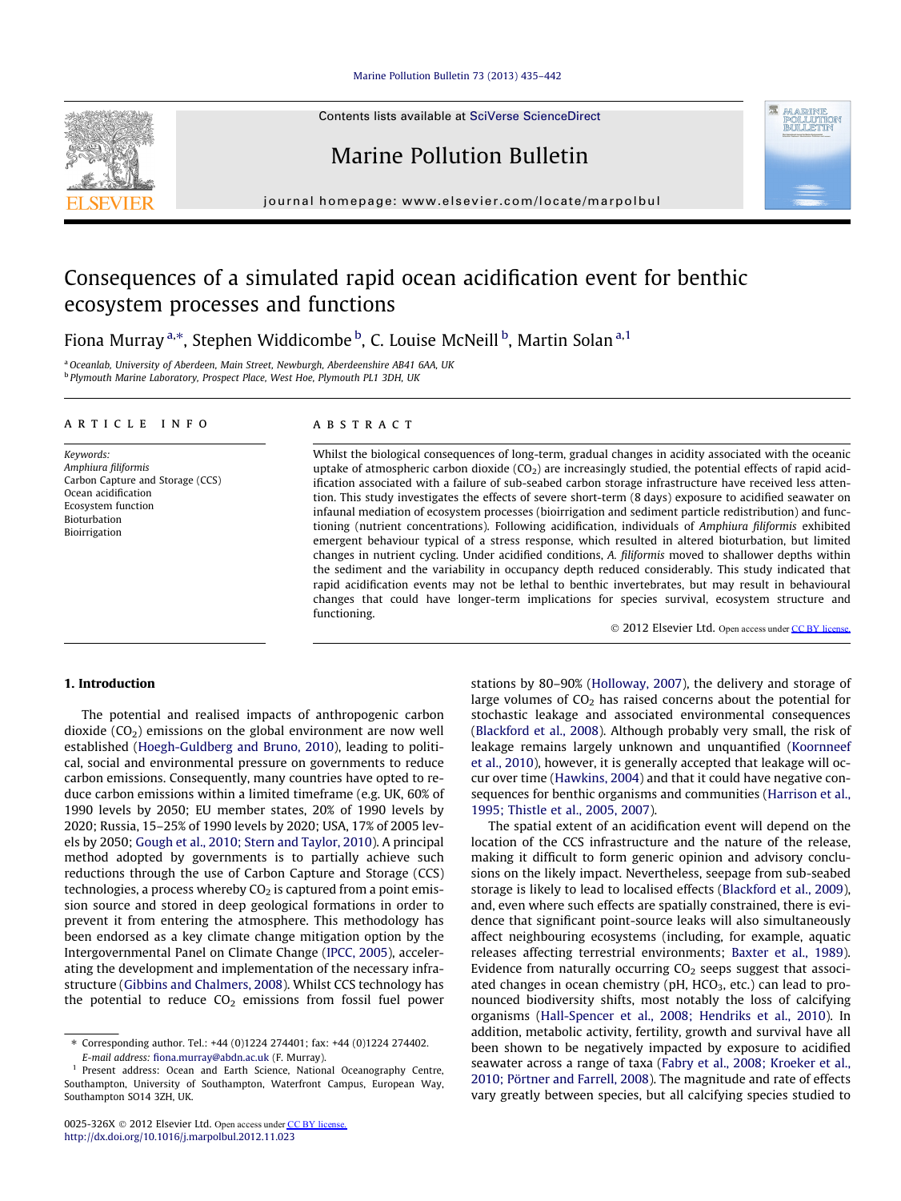# Consequences of a simulated rapid ocean acidification event for benthic ecosystem processes and functions

Fiona Murray[a,*], Stephen Widdicombe[b], C. Louise McNeill[b], Martin Solan[a,1]

[a] Oceanlab, University of Aberdeen, Main Street, Newburgh, Aberdeenshire AB41 6AA, UK
[b] Plymouth Marine Laboratory, Prospect Place, West Hoe, Plymouth PL1 3DH, UK

## ARTICLE INFO

*Keywords:*
*Amphiura filiformis*
Carbon Capture and Storage (CCS)
Ocean acidification
Ecosystem function
Bioturbation
Bioirrigation

## ABSTRACT

Whilst the biological consequences of long-term, gradual changes in acidity associated with the oceanic uptake of atmospheric carbon dioxide ($CO_2$) are increasingly studied, the potential effects of rapid acidification associated with a failure of sub-seabed carbon storage infrastructure have received less attention. This study investigates the effects of severe short-term (8 days) exposure to acidified seawater on infaunal mediation of ecosystem processes (bioirrigation and sediment particle redistribution) and functioning (nutrient concentrations). Following acidification, individuals of *Amphiura filiformis* exhibited emergent behaviour typical of a stress response, which resulted in altered bioturbation, but limited changes in nutrient cycling. Under acidified conditions, *A. filiformis* moved to shallower depths within the sediment and the variability in occupancy depth reduced considerably. This study indicated that rapid acidification events may not be lethal to benthic invertebrates, but may result in behavioural changes that could have longer-term implications for species survival, ecosystem structure and functioning.

© 2012 Elsevier Ltd. Open access under CC BY license.

## 1. Introduction

The potential and realised impacts of anthropogenic carbon dioxide ($CO_2$) emissions on the global environment are now well established (Hoegh-Guldberg and Bruno, 2010), leading to political, social and environmental pressure on governments to reduce carbon emissions. Consequently, many countries have opted to reduce carbon emissions within a limited timeframe (e.g. UK, 60% of 1990 levels by 2050; EU member states, 20% of 1990 levels by 2020; Russia, 15–25% of 1990 levels by 2020; USA, 17% of 2005 levels by 2050; Gough et al., 2010; Stern and Taylor, 2010). A principal method adopted by governments is to partially achieve such reductions through the use of Carbon Capture and Storage (CCS) technologies, a process whereby $CO_2$ is captured from a point emission source and stored in deep geological formations in order to prevent it from entering the atmosphere. This methodology has been endorsed as a key climate change mitigation option by the Intergovernmental Panel on Climate Change (IPCC, 2005), accelerating the development and implementation of the necessary infrastructure (Gibbins and Chalmers, 2008). Whilst CCS technology has the potential to reduce $CO_2$ emissions from fossil fuel power stations by 80–90% (Holloway, 2007), the delivery and storage of large volumes of $CO_2$ has raised concerns about the potential for stochastic leakage and associated environmental consequences (Blackford et al., 2008). Although probably very small, the risk of leakage remains largely unknown and unquantified (Koornneef et al., 2010), however, it is generally accepted that leakage will occur over time (Hawkins, 2004) and that it could have negative consequences for benthic organisms and communities (Harrison et al., 1995; Thistle et al., 2005, 2007).

The spatial extent of an acidification event will depend on the location of the CCS infrastructure and the nature of the release, making it difficult to form generic opinion and advisory conclusions on the likely impact. Nevertheless, seepage from sub-seabed storage is likely to lead to localised effects (Blackford et al., 2009), and, even where such effects are spatially constrained, there is evidence that significant point-source leaks will also simultaneously affect neighbouring ecosystems (including, for example, aquatic releases affecting terrestrial environments; Baxter et al., 1989). Evidence from naturally occurring $CO_2$ seeps suggest that associated changes in ocean chemistry (pH, $HCO_3$, etc.) can lead to pronounced biodiversity shifts, most notably the loss of calcifying organisms (Hall-Spencer et al., 2008; Hendriks et al., 2010). In addition, metabolic activity, fertility, growth and survival have all been shown to be negatively impacted by exposure to acidified seawater across a range of taxa (Fabry et al., 2008; Kroeker et al., 2010; Pörtner and Farrell, 2008). The magnitude and rate of effects vary greatly between species, but all calcifying species studied to

* Corresponding author. Tel.: +44 (0)1224 274401; fax: +44 (0)1224 274402.
*E-mail address:* fiona.murray@abdn.ac.uk (F. Murray).
[1] Present address: Ocean and Earth Science, National Oceanography Centre, Southampton, University of Southampton, Waterfront Campus, European Way, Southampton SO14 3ZH, UK.

0025-326X © 2012 Elsevier Ltd. Open access under CC BY license.
http://dx.doi.org/10.1016/j.marpolbul.2012.11.023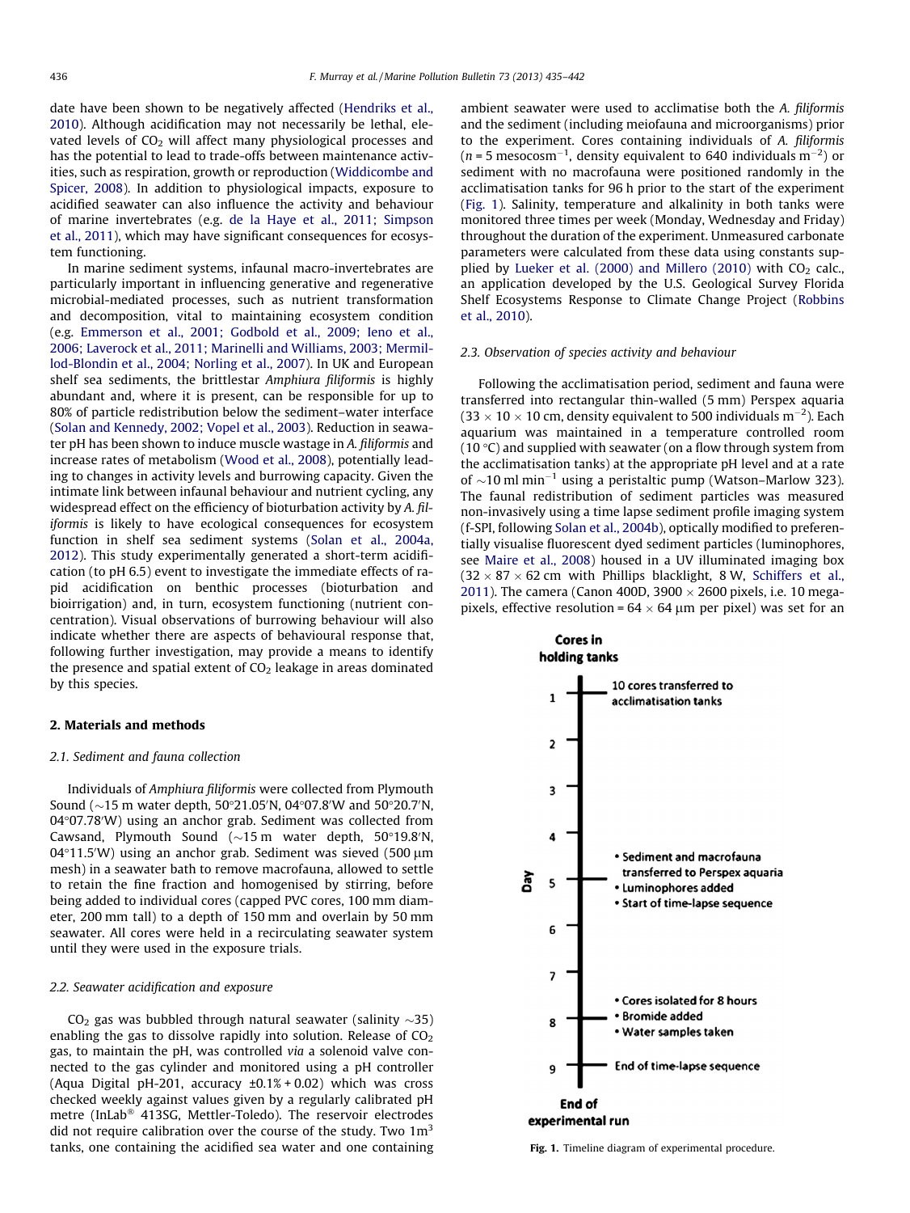date have been shown to be negatively affected (Hendriks et al., 2010). Although acidification may not necessarily be lethal, elevated levels of $CO_2$ will affect many physiological processes and has the potential to lead to trade-offs between maintenance activities, such as respiration, growth or reproduction (Widdicombe and Spicer, 2008). In addition to physiological impacts, exposure to acidified seawater can also influence the activity and behaviour of marine invertebrates (e.g. de la Haye et al., 2011; Simpson et al., 2011), which may have significant consequences for ecosystem functioning.

In marine sediment systems, infaunal macro-invertebrates are particularly important in influencing generative and regenerative microbial-mediated processes, such as nutrient transformation and decomposition, vital to maintaining ecosystem condition (e.g. Emmerson et al., 2001; Godbold et al., 2009; Ieno et al., 2006; Laverock et al., 2011; Marinelli and Williams, 2003; Mermillod-Blondin et al., 2004; Norling et al., 2007). In UK and European shelf sea sediments, the brittlestar *Amphiura filiformis* is highly abundant and, where it is present, can be responsible for up to 80% of particle redistribution below the sediment–water interface (Solan and Kennedy, 2002; Vopel et al., 2003). Reduction in seawater pH has been shown to induce muscle wastage in *A. filiformis* and increase rates of metabolism (Wood et al., 2008), potentially leading to changes in activity levels and burrowing capacity. Given the intimate link between infaunal behaviour and nutrient cycling, any widespread effect on the efficiency of bioturbation activity by *A. filiformis* is likely to have ecological consequences for ecosystem function in shelf sea sediment systems (Solan et al., 2004a, 2012). This study experimentally generated a short-term acidification (to pH 6.5) event to investigate the immediate effects of rapid acidification on benthic processes (bioturbation and bioirrigation) and, in turn, ecosystem functioning (nutrient concentration). Visual observations of burrowing behaviour will also indicate whether there are aspects of behavioural response that, following further investigation, may provide a means to identify the presence and spatial extent of $CO_2$ leakage in areas dominated by this species.

## 2. Materials and methods

### 2.1. Sediment and fauna collection

Individuals of *Amphiura filiformis* were collected from Plymouth Sound (~15 m water depth, 50°21.05′N, 04°07.8′W and 50°20.7′N, 04°07.78′W) using an anchor grab. Sediment was collected from Cawsand, Plymouth Sound (~15 m water depth, 50°19.8′N, 04°11.5′W) using an anchor grab. Sediment was sieved (500 μm mesh) in a seawater bath to remove macrofauna, allowed to settle to retain the fine fraction and homogenised by stirring, before being added to individual cores (capped PVC cores, 100 mm diameter, 200 mm tall) to a depth of 150 mm and overlain by 50 mm seawater. All cores were held in a recirculating seawater system until they were used in the exposure trials.

### 2.2. Seawater acidification and exposure

$CO_2$ gas was bubbled through natural seawater (salinity ~35) enabling the gas to dissolve rapidly into solution. Release of $CO_2$ gas, to maintain the pH, was controlled *via* a solenoid valve connected to the gas cylinder and monitored using a pH controller (Aqua Digital pH-201, accuracy ±0.1% + 0.02) which was cross checked weekly against values given by a regularly calibrated pH metre (InLab® 413SG, Mettler-Toledo). The reservoir electrodes did not require calibration over the course of the study. Two 1m³ tanks, one containing the acidified sea water and one containing ambient seawater were used to acclimatise both the *A. filiformis* and the sediment (including meiofauna and microorganisms) prior to the experiment. Cores containing individuals of *A. filiformis* ($n = 5$ mesocosm$^{-1}$, density equivalent to 640 individuals m$^{-2}$) or sediment with no macrofauna were positioned randomly in the acclimatisation tanks for 96 h prior to the start of the experiment (Fig. 1). Salinity, temperature and alkalinity in both tanks were monitored three times per week (Monday, Wednesday and Friday) throughout the duration of the experiment. Unmeasured carbonate parameters were calculated from these data using constants supplied by Lueker et al. (2000) and Millero (2010) with $CO_2$ calc., an application developed by the U.S. Geological Survey Florida Shelf Ecosystems Response to Climate Change Project (Robbins et al., 2010).

### 2.3. Observation of species activity and behaviour

Following the acclimatisation period, sediment and fauna were transferred into rectangular thin-walled (5 mm) Perspex aquaria (33 × 10 × 10 cm, density equivalent to 500 individuals m$^{-2}$). Each aquarium was maintained in a temperature controlled room (10 °C) and supplied with seawater (on a flow through system from the acclimatisation tanks) at the appropriate pH level and at a rate of ~10 ml min$^{-1}$ using a peristaltic pump (Watson–Marlow 323). The faunal redistribution of sediment particles was measured non-invasively using a time lapse sediment profile imaging system (f-SPI, following Solan et al., 2004b), optically modified to preferentially visualise fluorescent dyed sediment particles (luminophores, see Maire et al., 2008) housed in a UV illuminated imaging box (32 × 87 × 62 cm with Phillips blacklight, 8 W, Schiffers et al., 2011). The camera (Canon 400D, 3900 × 2600 pixels, i.e. 10 megapixels, effective resolution = 64 × 64 μm per pixel) was set for an

Fig. 1. Timeline diagram of experimental procedure.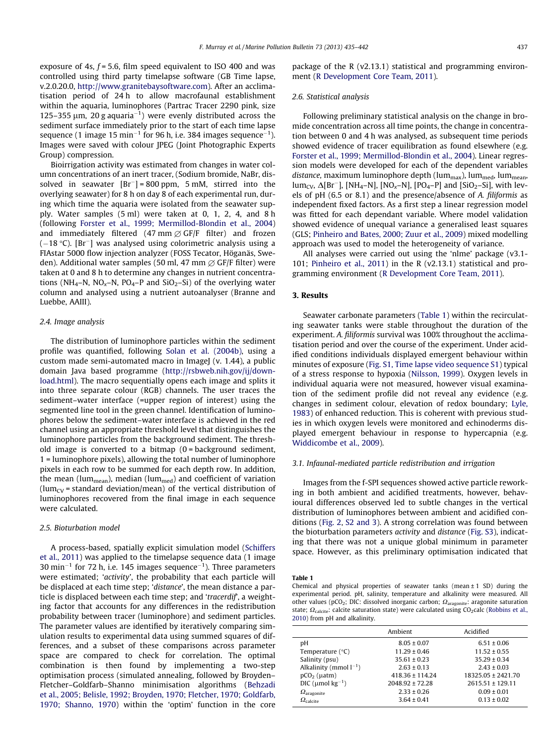exposure of 4s, $f = 5.6$, film speed equivalent to ISO 400 and was controlled using third party timelapse software (GB Time lapse, v.2.0.20.0, http://www.granitebaysoftware.com). After an acclimatisation period of 24 h to allow macrofaunal establishment within the aquaria, luminophores (Partrac Tracer 2290 pink, size 125–355 μm, 20 g aquaria$^{-1}$) were evenly distributed across the sediment surface immediately prior to the start of each time lapse sequence (1 image 15 min$^{-1}$ for 96 h, i.e. 384 images sequence$^{-1}$). Images were saved with colour JPEG (Joint Photographic Experts Group) compression.

Bioirrigation activity was estimated from changes in water column concentrations of an inert tracer, (Sodium bromide, NaBr, dissolved in seawater $[Br^-]$ = 800 ppm, 5 mM, stirred into the overlying seawater) for 8 h on day 8 of each experimental run, during which time the aquaria were isolated from the seawater supply. Water samples (5 ml) were taken at 0, 1, 2, 4, and 8 h (following Forster et al., 1999; Mermillod-Blondin et al., 2004) and immediately filtered (47 mm ∅ GF/F filter) and frozen (−18 °C). $[Br^-]$ was analysed using colorimetric analysis using a FIAstar 5000 flow injection analyzer (FOSS Tecator, Höganäs, Sweden). Additional water samples (50 ml, 47 mm ∅ GF/F filter) were taken at 0 and 8 h to determine any changes in nutrient concentrations ($NH_4$–N, $NO_x$–N, $PO_4$–P and $SiO_2$–Si) of the overlying water column and analysed using a nutrient autoanalyser (Branne and Luebbe, AAIII).

### 2.4. Image analysis

The distribution of luminophore particles within the sediment profile was quantified, following Solan et al. (2004b), using a custom made semi-automated macro in ImageJ (v. 1.44), a public domain Java based programme (http://rsbweb.nih.gov/ij/download.html). The macro sequentially opens each image and splits it into three separate colour (RGB) channels. The user traces the sediment–water interface (=upper region of interest) using the segmented line tool in the green channel. Identification of luminophores below the sediment–water interface is achieved in the red channel using an appropriate threshold level that distinguishes the luminophore particles from the background sediment. The threshold image is converted to a bitmap (0 = background sediment, 1 = luminophore pixels), allowing the total number of luminophore pixels in each row to be summed for each depth row. In addition, the mean ($lum_{mean}$), median ($lum_{med}$) and coefficient of variation ($lum_{CV}$ = standard deviation/mean) of the vertical distribution of luminophores recovered from the final image in each sequence were calculated.

### 2.5. Bioturbation model

A process-based, spatially explicit simulation model (Schiffers et al., 2011) was applied to the timelapse sequence data (1 image 30 min$^{-1}$ for 72 h, i.e. 145 images sequence$^{-1}$). Three parameters were estimated; '*activity*', the probability that each particle will be displaced at each time step; '*distance*', the mean distance a particle is displaced between each time step; and '*tracerdif*', a weighting factor that accounts for any differences in the redistribution probability between tracer (luminophore) and sediment particles. The parameter values are identified by iteratively comparing simulation results to experimental data using summed squares of differences, and a subset of these comparisons across parameter space are compared to check for correlation. The optimal combination is then found by implementing a two-step optimisation process (simulated annealing, followed by Broyden–Fletcher–Goldfarb–Shanno minimisation algorithms (Behzadi et al., 2005; Belisle, 1992; Broyden, 1970; Fletcher, 1970; Goldfarb, 1970; Shanno, 1970) within the 'optim' function in the core package of the R (v2.13.1) statistical and programming environment (R Development Core Team, 2011).

### 2.6. Statistical analysis

Following preliminary statistical analysis on the change in bromide concentration across all time points, the change in concentration between 0 and 4 h was analysed, as subsequent time periods showed evidence of tracer equilibration as found elsewhere (e.g. Forster et al., 1999; Mermillod-Blondin et al., 2004). Linear regression models were developed for each of the dependent variables *distance*, maximum luminophore depth ($lum_{max}$), $lum_{med}$, $lum_{mean}$, $lum_{CV}$, $\Delta[Br^-]$, $[NH_4–N]$, $[NO_x–N]$, $[PO_4–P]$ and $[SiO_2–Si]$, with levels of pH (6.5 or 8.1) and the presence/absence of *A. filiformis* as independent fixed factors. As a first step a linear regression model was fitted for each dependant variable. Where model validation showed evidence of unequal variance a generalised least squares (GLS; Pinheiro and Bates, 2000; Zuur et al., 2009) mixed modelling approach was used to model the heterogeneity of variance.

All analyses were carried out using the 'nlme' package (v3.1-101; Pinheiro et al., 2011) in the R (v2.13.1) statistical and programming environment (R Development Core Team, 2011).

## 3. Results

Seawater carbonate parameters (Table 1) within the recirculating seawater tanks were stable throughout the duration of the experiment. *A. filiformis* survival was 100% throughout the acclimatisation period and over the course of the experiment. Under acidified conditions individuals displayed emergent behaviour within minutes of exposure (Fig. S1, Time lapse video sequence S1) typical of a stress response to hypoxia (Nilsson, 1999). Oxygen levels in individual aquaria were not measured, however visual examination of the sediment profile did not reveal any evidence (e.g. changes in sediment colour, elevation of redox boundary; Lyle, 1983) of enhanced reduction. This is coherent with previous studies in which oxygen levels were monitored and echinoderms displayed emergent behaviour in response to hypercapnia (e.g. Widdicombe et al., 2009).

### 3.1. Infaunal-mediated particle redistribution and irrigation

Images from the f-SPI sequences showed active particle reworking in both ambient and acidified treatments, however, behavioural differences observed led to subtle changes in the vertical distribution of luminophores between ambient and acidified conditions (Fig. 2, S2 and 3). A strong correlation was found between the bioturbation parameters *activity* and *distance* (Fig. S3), indicating that there was not a unique global minimum in parameter space. However, as this preliminary optimisation indicated that

**Table 1**
Chemical and physical properties of seawater tanks (mean ± 1 SD) during the experimental period. pH, salinity, temperature and alkalinity were measured. All other values ($pCO_2$; DIC: dissolved inorganic carbon; $\Omega_{aragonite}$: aragonite saturation state; $\Omega_{calcite}$: calcite saturation state) were calculated using $CO_2$calc (Robbins et al., 2010) from pH and alkalinity.

| | Ambient | Acidified |
|---|---|---|
| pH | 8.05 ± 0.07 | 6.51 ± 0.06 |
| Temperature (°C) | 11.29 ± 0.46 | 11.52 ± 0.55 |
| Salinity (psu) | 35.61 ± 0.23 | 35.29 ± 0.34 |
| Alkalinity (mmol l$^{-1}$) | 2.63 ± 0.13 | 2.43 ± 0.03 |
| $pCO_2$ (μatm) | 418.36 ± 114.24 | 18325.05 ± 2421.70 |
| DIC (μmol kg$^{-1}$) | 2048.92 ± 72.28 | 2615.51 ± 129.11 |
| $\Omega_{aragonite}$ | 2.33 ± 0.26 | 0.09 ± 0.01 |
| $\Omega_{calcite}$ | 3.64 ± 0.41 | 0.13 ± 0.02 |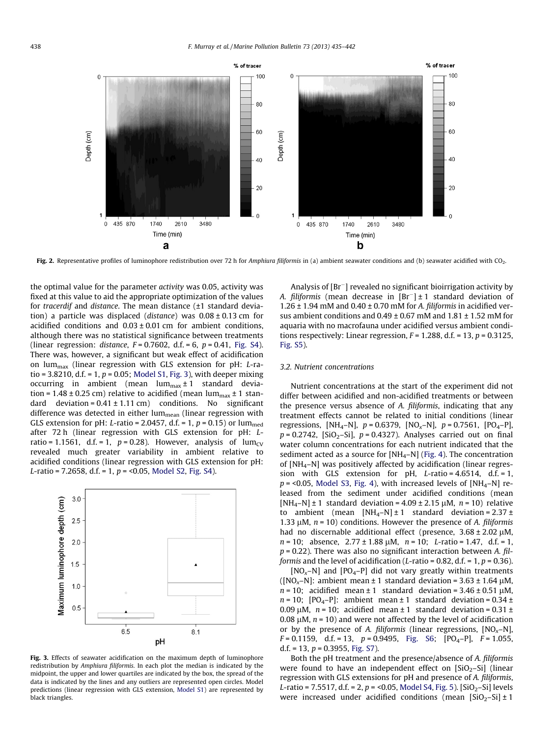Fig. 2. Representative profiles of luminophore redistribution over 72 h for *Amphiura filiformis* in (a) ambient seawater conditions and (b) seawater acidified with $CO_2$.

the optimal value for the parameter *activity* was 0.05, activity was fixed at this value to aid the appropriate optimization of the values for *tracerdif* and *distance*. The mean distance (±1 standard deviation) a particle was displaced (*distance*) was 0.08 ± 0.13 cm for acidified conditions and 0.03 ± 0.01 cm for ambient conditions, although there was no statistical significance between treatments (linear regression: *distance*, $F = 0.7602$, d.f. = 6, $p = 0.41$, Fig. S4). There was, however, a significant but weak effect of acidification on $lum_{max}$ (linear regression with GLS extension for pH: *L*-ratio = 3.8210, d.f. = 1, $p = 0.05$; Model S1, Fig. 3), with deeper mixing occurring in ambient (mean $lum_{max}$ ± 1 standard deviation = 1.48 ± 0.25 cm) relative to acidified (mean $lum_{max}$ ± 1 standard deviation = 0.41 ± 1.11 cm) conditions. No significant difference was detected in either $lum_{mean}$ (linear regression with GLS extension for pH: *L*-ratio = 2.0457, d.f. = 1, $p = 0.15$) or $lum_{med}$ after 72 h (linear regression with GLS extension for pH: *L*-ratio = 1.1561, d.f. = 1, $p = 0.28$). However, analysis of $lum_{CV}$ revealed much greater variability in ambient relative to acidified conditions (linear regression with GLS extension for pH: *L*-ratio = 7.2658, d.f. = 1, $p$ = <0.05, Model S2, Fig. S4).

Fig. 3. Effects of seawater acidification on the maximum depth of luminophore redistribution by *Amphiura filiformis*. In each plot the median is indicated by the midpoint, the upper and lower quartiles are indicated by the box, the spread of the data is indicated by the lines and any outliers are represented open circles. Model predictions (linear regression with GLS extension, Model S1) are represented by black triangles.

Analysis of [$Br^-$] revealed no significant bioirrigation activity by *A. filiformis* (mean decrease in [$Br^-$] ± 1 standard deviation of 1.26 ± 1.94 mM and 0.40 ± 0.70 mM for *A. filiformis* in acidified versus ambient conditions and 0.49 ± 0.67 mM and 1.81 ± 1.52 mM for aquaria with no macrofauna under acidified versus ambient conditions respectively: Linear regression, $F = 1.288$, d.f. = 13, $p = 0.3125$, Fig. S5).

### 3.2. Nutrient concentrations

Nutrient concentrations at the start of the experiment did not differ between acidified and non-acidified treatments or between the presence versus absence of *A. filiformis*, indicating that any treatment effects cannot be related to initial conditions (linear regressions, [$NH_4$–N], $p = 0.6379$, [$NO_x$–N], $p = 0.7561$, [$PO_4$–P], $p = 0.2742$, [$SiO_2$–Si], $p = 0.4327$). Analyses carried out on final water column concentrations for each nutrient indicated that the sediment acted as a source for [$NH_4$–N] (Fig. 4). The concentration of [$NH_4$–N] was positively affected by acidification (linear regression with GLS extension for pH, *L*-ratio = 4.6514, d.f. = 1, $p$ = <0.05, Model S3, Fig. 4), with increased levels of [$NH_4$–N] released from the sediment under acidified conditions (mean [$NH_4$–N] ± 1 standard deviation = 4.09 ± 2.15 μM, $n = 10$) relative to ambient (mean [$NH_4$–N] ± 1 standard deviation = 2.37 ± 1.33 μM, $n = 10$) conditions. However the presence of *A. filiformis* had no discernable additional effect (presence, 3.68 ± 2.02 μM, $n = 10$; absence, 2.77 ± 1.88 μM, $n = 10$; *L*-ratio = 1.47, d.f. = 1, $p = 0.22$). There was also no significant interaction between *A. filiformis* and the level of acidification (*L*-ratio = 0.82, d.f. = 1, $p = 0.36$).

[$NO_x$–N] and [$PO_4$–P] did not vary greatly within treatments ([$NO_x$–N]: ambient mean ± 1 standard deviation = 3.63 ± 1.64 μM, $n = 10$; acidified mean ± 1 standard deviation = 3.46 ± 0.51 μM, $n = 10$; [$PO_4$–P]: ambient mean ± 1 standard deviation = 0.34 ± 0.09 μM, $n = 10$; acidified mean ± 1 standard deviation = 0.31 ± 0.08 μM, $n = 10$) and were not affected by the level of acidification or by the presence of *A. filiformis* (linear regressions, [$NO_x$–N], $F = 0.1159$, d.f. = 13, $p = 0.9495$, Fig. S6; [$PO_4$–P], $F = 1.055$, d.f. = 13, $p = 0.3955$, Fig. S7).

Both the pH treatment and the presence/absence of *A. filiformis* were found to have an independent effect on [$SiO_2$–Si] (linear regression with GLS extensions for pH and presence of *A. filiformis*, *L*-ratio = 7.5517, d.f. = 2, $p$ = <0.05, Model S4, Fig. 5). [$SiO_2$–Si] levels were increased under acidified conditions (mean [$SiO_2$–Si] ± 1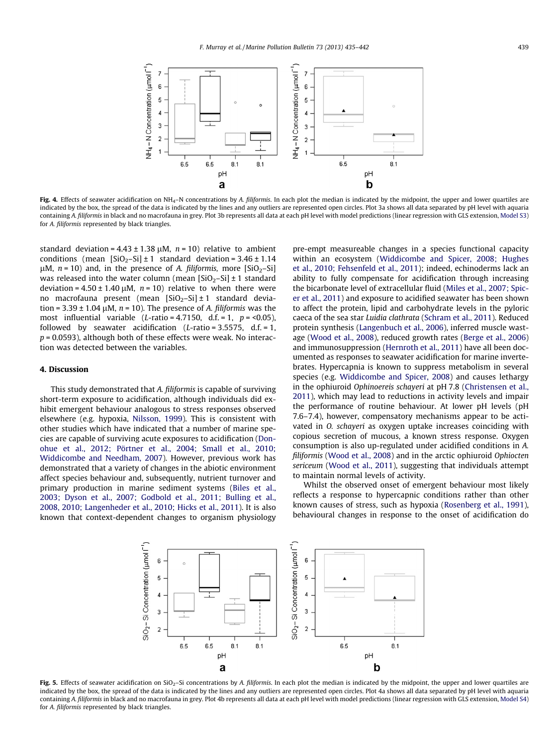Fig. 4. Effects of seawater acidification on $NH_4$–N concentrations by *A. filiformis*. In each plot the median is indicated by the midpoint, the upper and lower quartiles are indicated by the box, the spread of the data is indicated by the lines and any outliers are represented open circles. Plot 3a shows all data separated by pH level with aquaria containing *A. filiformis* in black and no macrofauna in grey. Plot 3b represents all data at each pH level with model predictions (linear regression with GLS extension, Model S3) for *A. filiformis* represented by black triangles.

standard deviation = 4.43 ± 1.38 μM, $n$ = 10) relative to ambient conditions (mean [$SiO_2$–Si] ± 1 standard deviation = 3.46 ± 1.14 μM, $n$ = 10) and, in the presence of *A. filiformis*, more [$SiO_2$–Si] was released into the water column (mean [$SiO_2$–Si] ± 1 standard deviation = 4.50 ± 1.40 μM, $n$ = 10) relative to when there were no macrofauna present (mean [$SiO_2$–Si] ± 1 standard deviation = 3.39 ± 1.04 μM, $n$ = 10). The presence of *A. filiformis* was the most influential variable ($L$-ratio = 4.7150, d.f. = 1, $p$ = <0.05), followed by seawater acidification ($L$-ratio = 3.5575, d.f. = 1, $p$ = 0.0593), although both of these effects were weak. No interaction was detected between the variables.

## 4. Discussion

This study demonstrated that *A. filiformis* is capable of surviving short-term exposure to acidification, although individuals did exhibit emergent behaviour analogous to stress responses observed elsewhere (e.g. hypoxia, Nilsson, 1999). This is consistent with other studies which have indicated that a number of marine species are capable of surviving acute exposures to acidification (Donohue et al., 2012; Pörtner et al., 2004; Small et al., 2010; Widdicombe and Needham, 2007). However, previous work has demonstrated that a variety of changes in the abiotic environment affect species behaviour and, subsequently, nutrient turnover and primary production in marine sediment systems (Biles et al., 2003; Dyson et al., 2007; Godbold et al., 2011; Bulling et al., 2008, 2010; Langenheder et al., 2010; Hicks et al., 2011). It is also known that context-dependent changes to organism physiology pre-empt measureable changes in a species functional capacity within an ecosystem (Widdicombe and Spicer, 2008; Hughes et al., 2010; Fehsenfeld et al., 2011); indeed, echinoderms lack an ability to fully compensate for acidification through increasing the bicarbonate level of extracellular fluid (Miles et al., 2007; Spicer et al., 2011) and exposure to acidified seawater has been shown to affect the protein, lipid and carbohydrate levels in the pyloric caeca of the sea star *Luidia clathrata* (Schram et al., 2011). Reduced protein synthesis (Langenbuch et al., 2006), inferred muscle wastage (Wood et al., 2008), reduced growth rates (Berge et al., 2006) and immunosuppression (Hernroth et al., 2011) have all been documented as responses to seawater acidification for marine invertebrates. Hypercapnia is known to suppress metabolism in several species (e.g. Widdicombe and Spicer, 2008) and causes lethargy in the ophiuroid *Ophinoereis schayeri* at pH 7.8 (Christensen et al., 2011), which may lead to reductions in activity levels and impair the performance of routine behaviour. At lower pH levels (pH 7.6–7.4), however, compensatory mechanisms appear to be activated in *O. schayeri* as oxygen uptake increases coinciding with copious secretion of mucous, a known stress response. Oxygen consumption is also up-regulated under acidified conditions in *A. filiformis* (Wood et al., 2008) and in the arctic ophiuroid *Ophiocten sericeum* (Wood et al., 2011), suggesting that individuals attempt to maintain normal levels of activity.

Whilst the observed onset of emergent behaviour most likely reflects a response to hypercapnic conditions rather than other known causes of stress, such as hypoxia (Rosenberg et al., 1991), behavioural changes in response to the onset of acidification do

Fig. 5. Effects of seawater acidification on $SiO_2$–Si concentrations by *A. filiformis*. In each plot the median is indicated by the midpoint, the upper and lower quartiles are indicated by the box, the spread of the data is indicated by the lines and any outliers are represented open circles. Plot 4a shows all data separated by pH level with aquaria containing *A. filiformis* in black and no macrofauna in grey. Plot 4b represents all data at each pH level with model predictions (linear regression with GLS extension, Model S4) for *A. filiformis* represented by black triangles.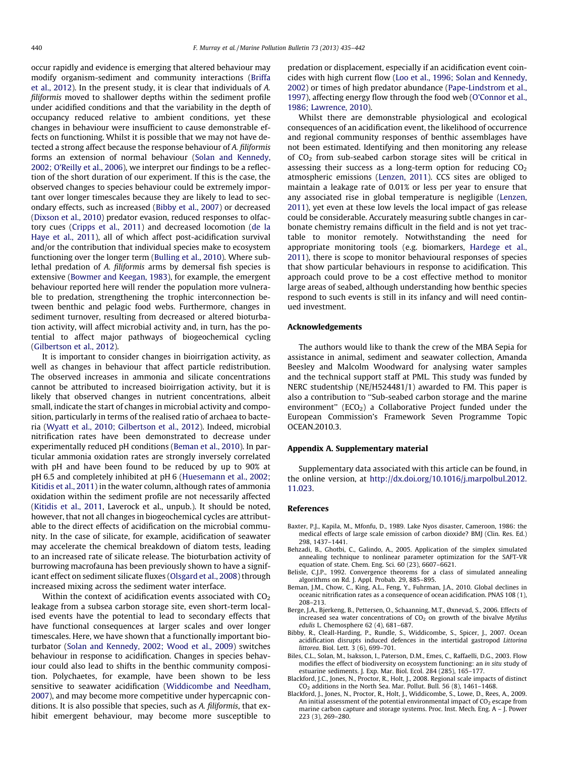occur rapidly and evidence is emerging that altered behaviour may modify organism-sediment and community interactions (Briffa et al., 2012). In the present study, it is clear that individuals of *A. filiformis* moved to shallower depths within the sediment profile under acidified conditions and that the variability in the depth of occupancy reduced relative to ambient conditions, yet these changes in behaviour were insufficient to cause demonstrable effects on functioning. Whilst it is possible that we may not have detected a strong affect because the response behaviour of *A. filiformis* forms an extension of normal behaviour (Solan and Kennedy, 2002; O'Reilly et al., 2006), we interpret our findings to be a reflection of the short duration of our experiment. If this is the case, the observed changes to species behaviour could be extremely important over longer timescales because they are likely to lead to secondary effects, such as increased (Bibby et al., 2007) or decreased (Dixson et al., 2010) predator evasion, reduced responses to olfactory cues (Cripps et al., 2011) and decreased locomotion (de la Haye et al., 2011), all of which affect post-acidification survival and/or the contribution that individual species make to ecosystem functioning over the longer term (Bulling et al., 2010). Where sublethal predation of *A. filiformis* arms by demersal fish species is extensive (Bowmer and Keegan, 1983), for example, the emergent behaviour reported here will render the population more vulnerable to predation, strengthening the trophic interconnection between benthic and pelagic food webs. Furthermore, changes in sediment turnover, resulting from decreased or altered bioturbation activity, will affect microbial activity and, in turn, has the potential to affect major pathways of biogeochemical cycling (Gilbertson et al., 2012).

It is important to consider changes in bioirrigation activity, as well as changes in behaviour that affect particle redistribution. The observed increases in ammonia and silicate concentrations cannot be attributed to increased bioirrigation activity, but it is likely that observed changes in nutrient concentrations, albeit small, indicate the start of changes in microbial activity and composition, particularly in terms of the realised ratio of archaea to bacteria (Wyatt et al., 2010; Gilbertson et al., 2012). Indeed, microbial nitrification rates have been demonstrated to decrease under experimentally reduced pH conditions (Beman et al., 2010). In particular ammonia oxidation rates are strongly inversely correlated with pH and have been found to be reduced by up to 90% at pH 6.5 and completely inhibited at pH 6 (Huesemann et al., 2002; Kitidis et al., 2011) in the water column, although rates of ammonia oxidation within the sediment profile are not necessarily affected (Kitidis et al., 2011, Laverock et al., unpub.). It should be noted, however, that not all changes in biogeochemical cycles are attributable to the direct effects of acidification on the microbial community. In the case of silicate, for example, acidification of seawater may accelerate the chemical breakdown of diatom tests, leading to an increased rate of silicate release. The bioturbation activity of burrowing macrofauna has been previously shown to have a significant effect on sediment silicate fluxes (Olsgard et al., 2008) through increased mixing across the sediment water interface.

Within the context of acidification events associated with $CO_2$ leakage from a subsea carbon storage site, even short-term localised events have the potential to lead to secondary effects that have functional consequences at larger scales and over longer timescales. Here, we have shown that a functionally important bioturbator (Solan and Kennedy, 2002; Wood et al., 2009) switches behaviour in response to acidification. Changes in species behaviour could also lead to shifts in the benthic community composition. Polychaetes, for example, have been shown to be less sensitive to seawater acidification (Widdicombe and Needham, 2007), and may become more competitive under hypercapnic conditions. It is also possible that species, such as *A. filiformis*, that exhibit emergent behaviour, may become more susceptible to predation or displacement, especially if an acidification event coincides with high current flow (Loo et al., 1996; Solan and Kennedy, 2002) or times of high predator abundance (Pape-Lindstrom et al., 1997), affecting energy flow through the food web (O'Connor et al., 1986; Lawrence, 2010).

Whilst there are demonstrable physiological and ecological consequences of an acidification event, the likelihood of occurrence and regional community responses of benthic assemblages have not been estimated. Identifying and then monitoring any release of $CO_2$ from sub-seabed carbon storage sites will be critical in assessing their success as a long-term option for reducing $CO_2$ atmospheric emissions (Lenzen, 2011). CCS sites are obliged to maintain a leakage rate of 0.01% or less per year to ensure that any associated rise in global temperature is negligible (Lenzen, 2011), yet even at these low levels the local impact of gas release could be considerable. Accurately measuring subtle changes in carbonate chemistry remains difficult in the field and is not yet tractable to monitor remotely. Notwithstanding the need for appropriate monitoring tools (e.g. biomarkers, Hardege et al., 2011), there is scope to monitor behavioural responses of species that show particular behaviours in response to acidification. This approach could prove to be a cost effective method to monitor large areas of seabed, although understanding how benthic species respond to such events is still in its infancy and will need continued investment.

## Acknowledgements

The authors would like to thank the crew of the MBA Sepia for assistance in animal, sediment and seawater collection, Amanda Beesley and Malcolm Woodward for analysing water samples and the technical support staff at PML. This study was funded by NERC studentship (NE/H524481/1) awarded to FM. This paper is also a contribution to "Sub-seabed carbon storage and the marine environment" ($ECO_2$) a Collaborative Project funded under the European Commission's Framework Seven Programme Topic OCEAN.2010.3.

## Appendix A. Supplementary material

Supplementary data associated with this article can be found, in the online version, at http://dx.doi.org/10.1016/j.marpolbul.2012.11.023.

## References

Baxter, P.J., Kapila, M., Mfonfu, D., 1989. Lake Nyos disaster, Cameroon, 1986: the medical effects of large scale emission of carbon dioxide? BMJ (Clin. Res. Ed.) 298, 1437–1441.

Behzadi, B., Ghotbi, C., Galindo, A., 2005. Application of the simplex simulated annealing technique to nonlinear parameter optimization for the SAFT-VR equation of state. Chem. Eng. Sci. 60 (23), 6607–6621.

Belisle, C.J.P., 1992. Convergence theorems for a class of simulated annealing algorithms on Rd. J. Appl. Probab. 29, 885–895.

Beman, J.M., Chow, C., King, A.L., Feng, Y., Fuhrman, J.A., 2010. Global declines in oceanic nitrification rates as a consequence of ocean acidification. PNAS 108 (1), 208–213.

Berge, J.A., Bjerkeng, B., Pettersen, O., Schaanning, M.T., Øxnevad, S., 2006. Effects of increased sea water concentrations of $CO_2$ on growth of the bivalve *Mytilus edulis* L. Chemosphere 62 (4), 681–687.

Bibby, R., Cleall-Harding, P., Rundle, S., Widdicombe, S., Spicer, J., 2007. Ocean acidification disrupts induced defences in the intertidal gastropod *Littorina littorea*. Biol. Lett. 3 (6), 699–701.

Biles, C.L., Solan, M., Isaksson, I., Paterson, D.M., Emes, C., Raffaelli, D.G., 2003. Flow modifies the effect of biodiversity on ecosystem functioning: an *in situ* study of estuarine sediments. J. Exp. Mar. Biol. Ecol. 284 (285), 165–177.

Blackford, J.C., Jones, N., Proctor, R., Holt, J., 2008. Regional scale impacts of distinct $CO_2$ additions in the North Sea. Mar. Pollut. Bull. 56 (8), 1461–1468.

Blackford, J., Jones, N., Proctor, R., Holt, J., Widdicombe, S., Lowe, D., Rees, A., 2009. An initial assessment of the potential environmental impact of $CO_2$ escape from marine carbon capture and storage systems. Proc. Inst. Mech. Eng. A – J. Power 223 (3), 269–280.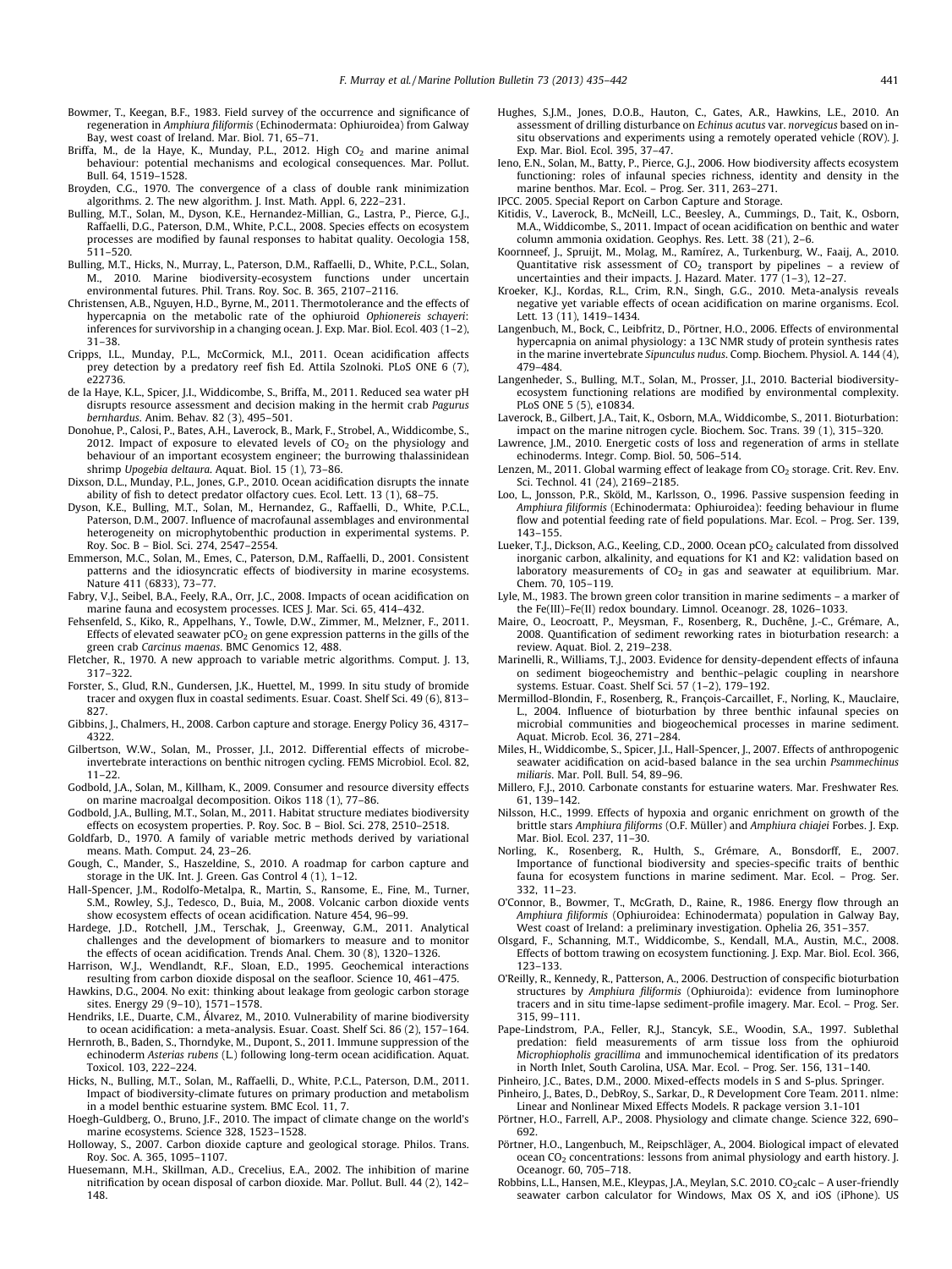Bowmer, T., Keegan, B.F., 1983. Field survey of the occurrence and significance of regeneration in *Amphiura filiformis* (Echinodermata: Ophiuroidea) from Galway Bay, west coast of Ireland. Mar. Biol. 71, 65–71.

Briffa, M., de la Haye, K., Munday, P.L., 2012. High $CO_2$ and marine animal behaviour: potential mechanisms and ecological consequences. Mar. Pollut. Bull. 64, 1519–1528.

Broyden, C.G., 1970. The convergence of a class of double rank minimization algorithms. 2. The new algorithm. J. Inst. Math. Appl. 6, 222–231.

Bulling, M.T., Solan, M., Dyson, K.E., Hernandez-Millian, G., Lastra, P., Pierce, G.J., Raffaelli, D.G., Paterson, D.M., White, P.C.L., 2008. Species effects on ecosystem processes are modified by faunal responses to habitat quality. Oecologia 158, 511–520.

Bulling, M.T., Hicks, N., Murray, L., Paterson, D.M., Raffaelli, D., White, P.C.L., Solan, M., 2010. Marine biodiversity-ecosystem functions under uncertain environmental futures. Phil. Trans. Roy. Soc. B. 365, 2107–2116.

Christensen, A.B., Nguyen, H.D., Byrne, M., 2011. Thermotolerance and the effects of hypercapnia on the metabolic rate of the ophiuroid *Ophionereis schayeri*: inferences for survivorship in a changing ocean. J. Exp. Mar. Biol. Ecol. 403 (1–2), 31–38.

Cripps, I.L., Munday, P.L., McCormick, M.I., 2011. Ocean acidification affects prey detection by a predatory reef fish Ed. Attila Szolnoki. PLoS ONE 6 (7), e22736.

de la Haye, K.L., Spicer, J.I., Widdicombe, S., Briffa, M., 2011. Reduced sea water pH disrupts resource assessment and decision making in the hermit crab *Pagurus bernhardus*. Anim. Behav. 82 (3), 495–501.

Donohue, P., Calosi, P., Bates, A.H., Laverock, B., Mark, F., Strobel, A., Widdicombe, S., 2012. Impact of exposure to elevated levels of $CO_2$ on the physiology and behaviour of an important ecosystem engineer; the burrowing thalassinidean shrimp *Upogebia deltaura*. Aquat. Biol. 15 (1), 73–86.

Dixson, D.L., Munday, P.L., Jones, G.P., 2010. Ocean acidification disrupts the innate ability of fish to detect predator olfactory cues. Ecol. Lett. 13 (1), 68–75.

Dyson, K.E., Bulling, M.T., Solan, M., Hernandez, G., Raffaelli, D., White, P.C.L., Paterson, D.M., 2007. Influence of macrofaunal assemblages and environmental heterogeneity on microphytobenthic production in experimental systems. P. Roy. Soc. B – Biol. Sci. 274, 2547–2554.

Emmerson, M.C., Solan, M., Emes, C., Paterson, D.M., Raffaelli, D., 2001. Consistent patterns and the idiosyncratic effects of biodiversity in marine ecosystems. Nature 411 (6833), 73–77.

Fabry, V.J., Seibel, B.A., Feely, R.A., Orr, J.C., 2008. Impacts of ocean acidification on marine fauna and ecosystem processes. ICES J. Mar. Sci. 65, 414–432.

Fehsenfeld, S., Kiko, R., Appelhans, Y., Towle, D.W., Zimmer, M., Melzner, F., 2011. Effects of elevated seawater $pCO_2$ on gene expression patterns in the gills of the green crab *Carcinus maenas*. BMC Genomics 12, 488.

Fletcher, R., 1970. A new approach to variable metric algorithms. Comput. J. 13, 317–322.

Forster, S., Glud, R.N., Gundersen, J.K., Huettel, M., 1999. In situ study of bromide tracer and oxygen flux in coastal sediments. Esuar. Coast. Shelf Sci. 49 (6), 813–827.

Gibbins, J., Chalmers, H., 2008. Carbon capture and storage. Energy Policy 36, 4317–4322.

Gilbertson, W.W., Solan, M., Prosser, J.I., 2012. Differential effects of microbe-invertebrate interactions on benthic nitrogen cycling. FEMS Microbiol. Ecol. 82, 11–22.

Godbold, J.A., Solan, M., Killham, K., 2009. Consumer and resource diversity effects on marine macroalgal decomposition. Oikos 118 (1), 77–86.

Godbold, J.A., Bulling, M.T., Solan, M., 2011. Habitat structure mediates biodiversity effects on ecosystem properties. P. Roy. Soc. B – Biol. Sci. 278, 2510–2518.

Goldfarb, D., 1970. A family of variable metric methods derived by variational means. Math. Comput. 24, 23–26.

Gough, C., Mander, S., Haszeldine, S., 2010. A roadmap for carbon capture and storage in the UK. Int. J. Green. Gas Control 4 (1), 1–12.

Hall-Spencer, J.M., Rodolfo-Metalpa, R., Martin, S., Ransome, E., Fine, M., Turner, S.M., Rowley, S.J., Tedesco, D., Buia, M., 2008. Volcanic carbon dioxide vents show ecosystem effects of ocean acidification. Nature 454, 96–99.

Hardege, J.D., Rotchell, J.M., Terschak, J., Greenway, G.M., 2011. Analytical challenges and the development of biomarkers to measure and to monitor the effects of ocean acidification. Trends Anal. Chem. 30 (8), 1320–1326.

Harrison, W.J., Wendlandt, R.F., Sloan, E.D., 1995. Geochemical interactions resulting from carbon dioxide disposal on the seafloor. Science 10, 461–475.

Hawkins, D.G., 2004. No exit: thinking about leakage from geologic carbon storage sites. Energy 29 (9–10), 1571–1578.

Hendriks, I.E., Duarte, C.M., Álvarez, M., 2010. Vulnerability of marine biodiversity to ocean acidification: a meta-analysis. Esuar. Coast. Shelf Sci. 86 (2), 157–164.

Hernroth, B., Baden, S., Thorndyke, M., Dupont, S., 2011. Immune suppression of the echinoderm *Asterias rubens* (L.) following long-term ocean acidification. Aquat. Toxicol. 103, 222–224.

Hicks, N., Bulling, M.T., Solan, M., Raffaelli, D., White, P.C.L., Paterson, D.M., 2011. Impact of biodiversity-climate futures on primary production and metabolism in a model benthic estuarine system. BMC Ecol. 11, 7.

Hoegh-Guldberg, O., Bruno, J.F., 2010. The impact of climate change on the world's marine ecosystems. Science 328, 1523–1528.

Holloway, S., 2007. Carbon dioxide capture and geological storage. Philos. Trans. Roy. Soc. A. 365, 1095–1107.

Huesemann, M.H., Skillman, A.D., Crecelius, E.A., 2002. The inhibition of marine nitrification by ocean disposal of carbon dioxide. Mar. Pollut. Bull. 44 (2), 142–148.

Hughes, S.J.M., Jones, D.O.B., Hauton, C., Gates, A.R., Hawkins, L.E., 2010. An assessment of drilling disturbance on *Echinus acutus* var. *norvegicus* based on in-situ observations and experiments using a remotely operated vehicle (ROV). J. Exp. Mar. Biol. Ecol. 395, 37–47.

Ieno, E.N., Solan, M., Batty, P., Pierce, G.J., 2006. How biodiversity affects ecosystem functioning: roles of infaunal species richness, identity and density in the marine benthos. Mar. Ecol. – Prog. Ser. 311, 263–271.

IPCC. 2005. Special Report on Carbon Capture and Storage.

Kitidis, V., Laverock, B., McNeill, L.C., Beesley, A., Cummings, D., Tait, K., Osborn, M.A., Widdicombe, S., 2011. Impact of ocean acidification on benthic and water column ammonia oxidation. Geophys. Res. Lett. 38 (21), 2–6.

Koornneef, J., Spruijt, M., Molag, M., Ramírez, A., Turkenburg, W., Faaij, A., 2010. Quantitative risk assessment of $CO_2$ transport by pipelines – a review of uncertainties and their impacts. J. Hazard. Mater. 177 (1–3), 12–27.

Kroeker, K.J., Kordas, R.L., Crim, R.N., Singh, G.G., 2010. Meta-analysis reveals negative yet variable effects of ocean acidification on marine organisms. Ecol. Lett. 13 (11), 1419–1434.

Langenbuch, M., Bock, C., Leibfritz, D., Pörtner, H.O., 2006. Effects of environmental hypercapnia on animal physiology: a 13C NMR study of protein synthesis rates in the marine invertebrate *Sipunculus nudus*. Comp. Biochem. Physiol. A. 144 (4), 479–484.

Langenheder, S., Bulling, M.T., Solan, M., Prosser, J.I., 2010. Bacterial biodiversity-ecosystem functioning relations are modified by environmental complexity. PLoS ONE 5 (5), e10834.

Laverock, B., Gilbert, J.A., Tait, K., Osborn, M.A., Widdicombe, S., 2011. Bioturbation: impact on the marine nitrogen cycle. Biochem. Soc. Trans. 39 (1), 315–320.

Lawrence, J.M., 2010. Energetic costs of loss and regeneration of arms in stellate echinoderms. Integr. Comp. Biol. 50, 506–514.

Lenzen, M., 2011. Global warming effect of leakage from $CO_2$ storage. Crit. Rev. Env. Sci. Technol. 41 (24), 2169–2185.

Loo, L., Jonsson, P.R., Sköld, M., Karlsson, O., 1996. Passive suspension feeding in *Amphiura filiformis* (Echinodermata: Ophiuroidea): feeding behaviour in flume flow and potential feeding rate of field populations. Mar. Ecol. – Prog. Ser. 139, 143–155.

Lueker, T.J., Dickson, A.G., Keeling, C.D., 2000. Ocean $pCO_2$ calculated from dissolved inorganic carbon, alkalinity, and equations for K1 and K2: validation based on laboratory measurements of $CO_2$ in gas and seawater at equilibrium. Mar. Chem. 70, 105–119.

Lyle, M., 1983. The brown green color transition in marine sediments – a marker of the Fe(III)–Fe(II) redox boundary. Limnol. Oceanogr. 28, 1026–1033.

Maire, O., Leocroatt, P., Meysman, F., Rosenberg, R., Duchêne, J.-C., Grémare, A., 2008. Quantification of sediment reworking rates in bioturbation research: a review. Aquat. Biol. 2, 219–238.

Marinelli, R., Williams, T.J., 2003. Evidence for density-dependent effects of infauna on sediment biogeochemistry and benthic–pelagic coupling in nearshore systems. Estuar. Coast. Shelf Sci. 57 (1–2), 179–192.

Mermillod-Blondin, F., Rosenberg, R., François-Carcaillet, F., Norling, K., Mauclaire, L., 2004. Influence of bioturbation by three benthic infaunal species on microbial communities and biogeochemical processes in marine sediment. Aquat. Microb. Ecol. 36, 271–284.

Miles, H., Widdicombe, S., Spicer, J.I., Hall-Spencer, J., 2007. Effects of anthropogenic seawater acidification on acid-based balance in the sea urchin *Psammechinus miliaris*. Mar. Poll. Bull. 54, 89–96.

Millero, F.J., 2010. Carbonate constants for estuarine waters. Mar. Freshwater Res. 61, 139–142.

Nilsson, H.C., 1999. Effects of hypoxia and organic enrichment on growth of the brittle stars *Amphiura filiforms* (O.F. Müller) and *Amphiura chiajei* Forbes. J. Exp. Mar. Biol. Ecol. 237, 11–30.

Norling, K., Rosenberg, R., Hulth, S., Grémare, A., Bonsdorff, E., 2007. Importance of functional biodiversity and species-specific traits of benthic fauna for ecosystem functions in marine sediment. Mar. Ecol. – Prog. Ser. 332, 11–23.

O'Connor, B., Bowmer, T., McGrath, D., Raine, R., 1986. Energy flow through an *Amphiura filiformis* (Ophiuroidea: Echinodermata) population in Galway Bay, West coast of Ireland: a preliminary investigation. Ophelia 26, 351–357.

Olsgard, F., Schanning, M.T., Widdicombe, S., Kendall, M.A., Austin, M.C., 2008. Effects of bottom trawing on ecosystem functioning. J. Exp. Mar. Biol. Ecol. 366, 123–133.

O'Reilly, R., Kennedy, R., Patterson, A., 2006. Destruction of conspecific bioturbation structures by *Amphiura filiformis* (Ophiuroida): evidence from luminophore tracers and in situ time-lapse sediment-profile imagery. Mar. Ecol. – Prog. Ser. 315, 99–111.

Pape-Lindstrom, P.A., Feller, R.J., Stancyk, S.E., Woodin, S.A., 1997. Sublethal predation: field measurements of arm tissue loss from the ophiuroid *Microphiopholis gracillima* and immunochemical identification of its predators in North Inlet, South Carolina, USA. Mar. Ecol. – Prog. Ser. 156, 131–140.

Pinheiro, J.C., Bates, D.M., 2000. Mixed-effects models in S and S-plus. Springer.

Pinheiro, J., Bates, D., DebRoy, S., Sarkar, D., R Development Core Team. 2011. nlme: Linear and Nonlinear Mixed Effects Models. R package version 3.1-101

Pörtner, H.O., Farrell, A.P., 2008. Physiology and climate change. Science 322, 690–692.

Pörtner, H.O., Langenbuch, M., Reipschläger, A., 2004. Biological impact of elevated ocean $CO_2$ concentrations: lessons from animal physiology and earth history. J. Oceanogr. 60, 705–718.

Robbins, L.L., Hansen, M.E., Kleypas, J.A., Meylan, S.C. 2010. $CO_2$calc – A user-friendly seawater carbon calculator for Windows, Max OS X, and iOS (iPhone). US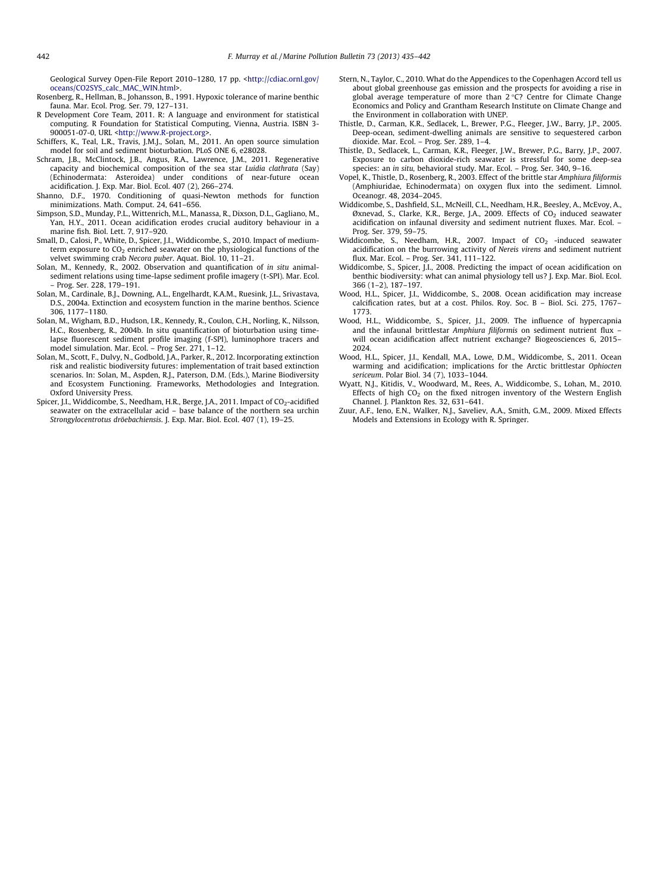Geological Survey Open-File Report 2010–1280, 17 pp. <http://cdiac.ornl.gov/oceans/CO2SYS_calc_MAC_WIN.html>.

Rosenberg, R., Hellman, B., Johansson, B., 1991. Hypoxic tolerance of marine benthic fauna. Mar. Ecol. Prog. Ser. 79, 127–131.

R Development Core Team, 2011. R: A language and environment for statistical computing. R Foundation for Statistical Computing, Vienna, Austria. ISBN 3-900051-07-0, URL <http://www.R-project.org>.

Schiffers, K., Teal, L.R., Travis, J.M.J., Solan, M., 2011. An open source simulation model for soil and sediment bioturbation. PLoS ONE 6, e28028.

Schram, J.B., McClintock, J.B., Angus, R.A., Lawrence, J.M., 2011. Regenerative capacity and biochemical composition of the sea star *Luidia clathrata* (Say) (Echinodermata: Asteroidea) under conditions of near-future ocean acidification. J. Exp. Mar. Biol. Ecol. 407 (2), 266–274.

Shanno, D.F., 1970. Conditioning of quasi-Newton methods for function minimizations. Math. Comput. 24, 641–656.

Simpson, S.D., Munday, P.L., Wittenrich, M.L., Manassa, R., Dixson, D.L., Gagliano, M., Yan, H.Y., 2011. Ocean acidification erodes crucial auditory behaviour in a marine fish. Biol. Lett. 7, 917–920.

Small, D., Calosi, P., White, D., Spicer, J.I., Widdicombe, S., 2010. Impact of medium-term exposure to $CO_2$ enriched seawater on the physiological functions of the velvet swimming crab *Necora puber*. Aquat. Biol. 10, 11–21.

Solan, M., Kennedy, R., 2002. Observation and quantification of *in situ* animal-sediment relations using time-lapse sediment profile imagery (t-SPI). Mar. Ecol. – Prog. Ser. 228, 179–191.

Solan, M., Cardinale, B.J., Downing, A.L., Engelhardt, K.A.M., Ruesink, J.L., Srivastava, D.S., 2004a. Extinction and ecosystem function in the marine benthos. Science 306, 1177–1180.

Solan, M., Wigham, B.D., Hudson, I.R., Kennedy, R., Coulon, C.H., Norling, K., Nilsson, H.C., Rosenberg, R., 2004b. In situ quantification of bioturbation using time-lapse fluorescent sediment profile imaging (f-SPI), luminophore tracers and model simulation. Mar. Ecol. – Prog Ser. 271, 1–12.

Solan, M., Scott, F., Dulvy, N., Godbold, J.A., Parker, R., 2012. Incorporating extinction risk and realistic biodiversity futures: implementation of trait based extinction scenarios. In: Solan, M., Aspden, R.J., Paterson, D.M. (Eds.), Marine Biodiversity and Ecosystem Functioning. Frameworks, Methodologies and Integration. Oxford University Press.

Spicer, J.I., Widdicombe, S., Needham, H.R., Berge, J.A., 2011. Impact of $CO_2$-acidified seawater on the extracellular acid – base balance of the northern sea urchin *Strongylocentrotus dröebachiensis*. J. Exp. Mar. Biol. Ecol. 407 (1), 19–25.

Stern, N., Taylor, C., 2010. What do the Appendices to the Copenhagen Accord tell us about global greenhouse gas emission and the prospects for avoiding a rise in global average temperature of more than 2 °C? Centre for Climate Change Economics and Policy and Grantham Research Institute on Climate Change and the Environment in collaboration with UNEP.

Thistle, D., Carman, K.R., Sedlacek, L., Brewer, P.G., Fleeger, J.W., Barry, J.P., 2005. Deep-ocean, sediment-dwelling animals are sensitive to sequestered carbon dioxide. Mar. Ecol. – Prog. Ser. 289, 1–4.

Thistle, D., Sedlacek, L., Carman, K.R., Fleeger, J.W., Brewer, P.G., Barry, J.P., 2007. Exposure to carbon dioxide-rich seawater is stressful for some deep-sea species: an *in situ*, behavioral study. Mar. Ecol. – Prog. Ser. 340, 9–16.

Vopel, K., Thistle, D., Rosenberg, R., 2003. Effect of the brittle star *Amphiura filiformis* (Amphiuridae, Echinodermata) on oxygen flux into the sediment. Limnol. Oceanogr. 48, 2034–2045.

Widdicombe, S., Dashfield, S.L., McNeill, C.L., Needham, H.R., Beesley, A., McEvoy, A., Øxnevad, S., Clarke, K.R., Berge, J.A., 2009. Effects of $CO_2$ induced seawater acidification on infaunal diversity and sediment nutrient fluxes. Mar. Ecol. – Prog. Ser. 379, 59–75.

Widdicombe, S., Needham, H.R., 2007. Impact of $CO_2$ -induced seawater acidification on the burrowing activity of *Nereis virens* and sediment nutrient flux. Mar. Ecol. – Prog. Ser. 341, 111–122.

Widdicombe, S., Spicer, J.I., 2008. Predicting the impact of ocean acidification on benthic biodiversity: what can animal physiology tell us? J. Exp. Mar. Biol. Ecol. 366 (1–2), 187–197.

Wood, H.L., Spicer, J.I., Widdicombe, S., 2008. Ocean acidification may increase calcification rates, but at a cost. Philos. Roy. Soc. B – Biol. Sci. 275, 1767–1773.

Wood, H.L., Widdicombe, S., Spicer, J.I., 2009. The influence of hypercapnia and the infaunal brittlestar *Amphiura filiformis* on sediment nutrient flux – will ocean acidification affect nutrient exchange? Biogeosciences 6, 2015–2024.

Wood, H.L., Spicer, J.I., Kendall, M.A., Lowe, D.M., Widdicombe, S., 2011. Ocean warming and acidification; implications for the Arctic brittlestar *Ophiocten sericeum*. Polar Biol. 34 (7), 1033–1044.

Wyatt, N.J., Kitidis, V., Woodward, M., Rees, A., Widdicombe, S., Lohan, M., 2010. Effects of high $CO_2$ on the fixed nitrogen inventory of the Western English Channel. J. Plankton Res. 32, 631–641.

Zuur, A.F., Ieno, E.N., Walker, N.J., Saveliev, A.A., Smith, G.M., 2009. Mixed Effects Models and Extensions in Ecology with R. Springer.